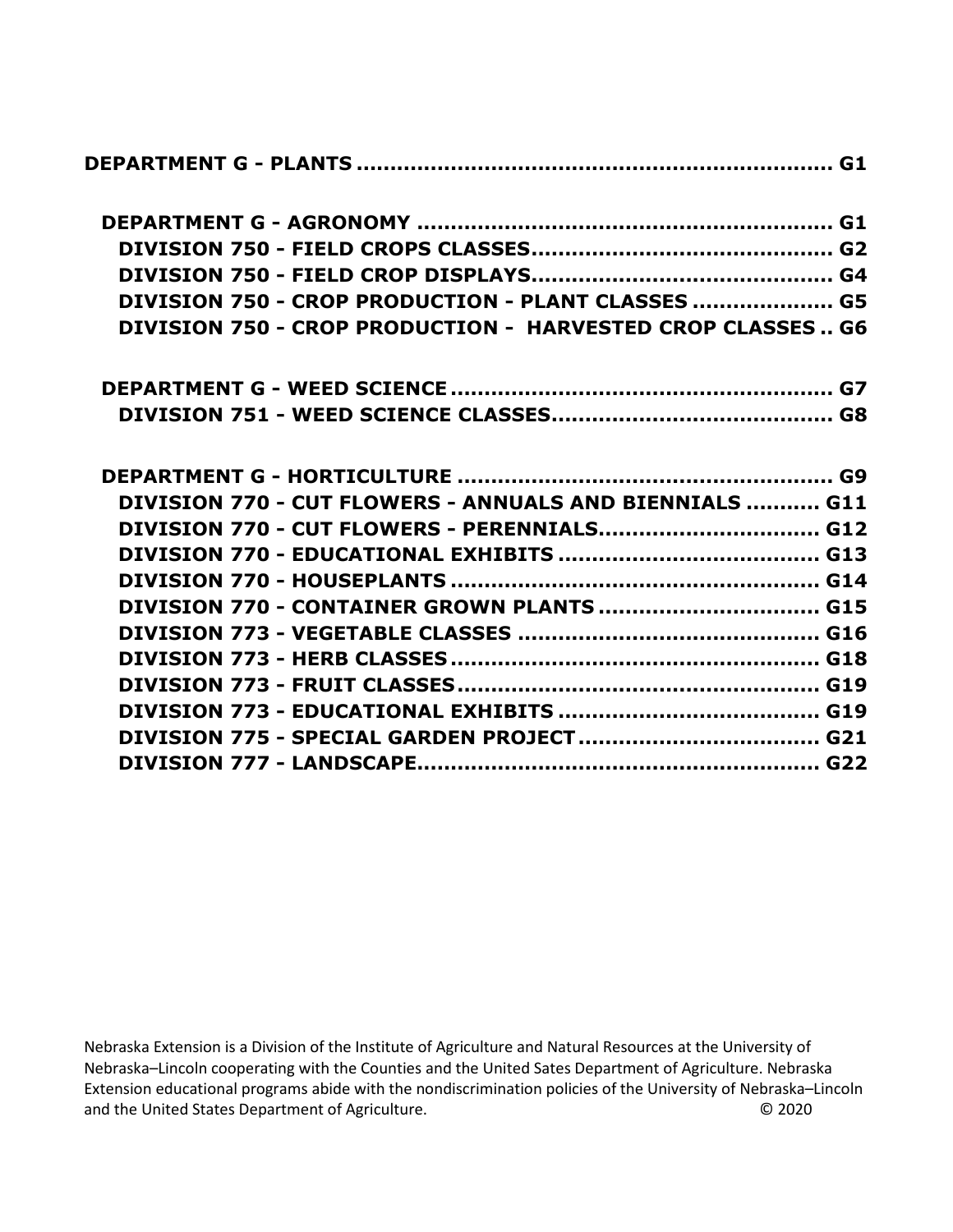**DEPARTMENT G - PLANTS ...................................................................... G1**

**DEPARTMENT G - AGRONOMY ............................................................ G1**

**DIVISION 750 - FIELD CROPS CLASSES............................................ G2**

**DIVISION 750 - FIELD CROP DISPLAYS............................................ G4**

**DIVISION 750 - CROP PRODUCTION - PLANT CLASSES .................... G5**

**DIVISION 750 - CROP PRODUCTION - HARVESTED CROP CLASSES .. G6**

**DEPARTMENT G - WEED SCIENCE ........................................................ G7**

**DIVISION 751 - WEED SCIENCE CLASSES......................................... G8**

**DEPARTMENT G - HORTICULTURE ....................................................... G9**

**DIVISION 770 - CUT FLOWERS - ANNUALS AND BIENNIALS ........... G11**

**DIVISION 770 - CUT FLOWERS - PERENNIALS................................. G12**

**DIVISION 770 - EDUCATIONAL EXHIBITS ....................................... G13**

**DIVISION 770 - HOUSEPLANTS ....................................................... G14**

**DIVISION 770 - CONTAINER GROWN PLANTS ................................. G15**

**DIVISION 773 - VEGETABLE CLASSES ............................................ G16**

**DIVISION 773 - HERB CLASSES ...................................................... G18**

**DIVISION 773 - FRUIT CLASSES...................................................... G19**

**DIVISION 773 - EDUCATIONAL EXHIBITS ....................................... G19**

**DIVISION 775 - SPECIAL GARDEN PROJECT .................................... G21**

**DIVISION 777 - LANDSCAPE........................................................... G22**

Nebraska Extension is a Division of the Institute of Agriculture and Natural Resources at the University of Nebraska–Lincoln cooperating with the Counties and the United Sates Department of Agriculture. Nebraska Extension educational programs abide with the nondiscrimination policies of the University of Nebraska–Lincoln and the United States Department of Agriculture. © 2020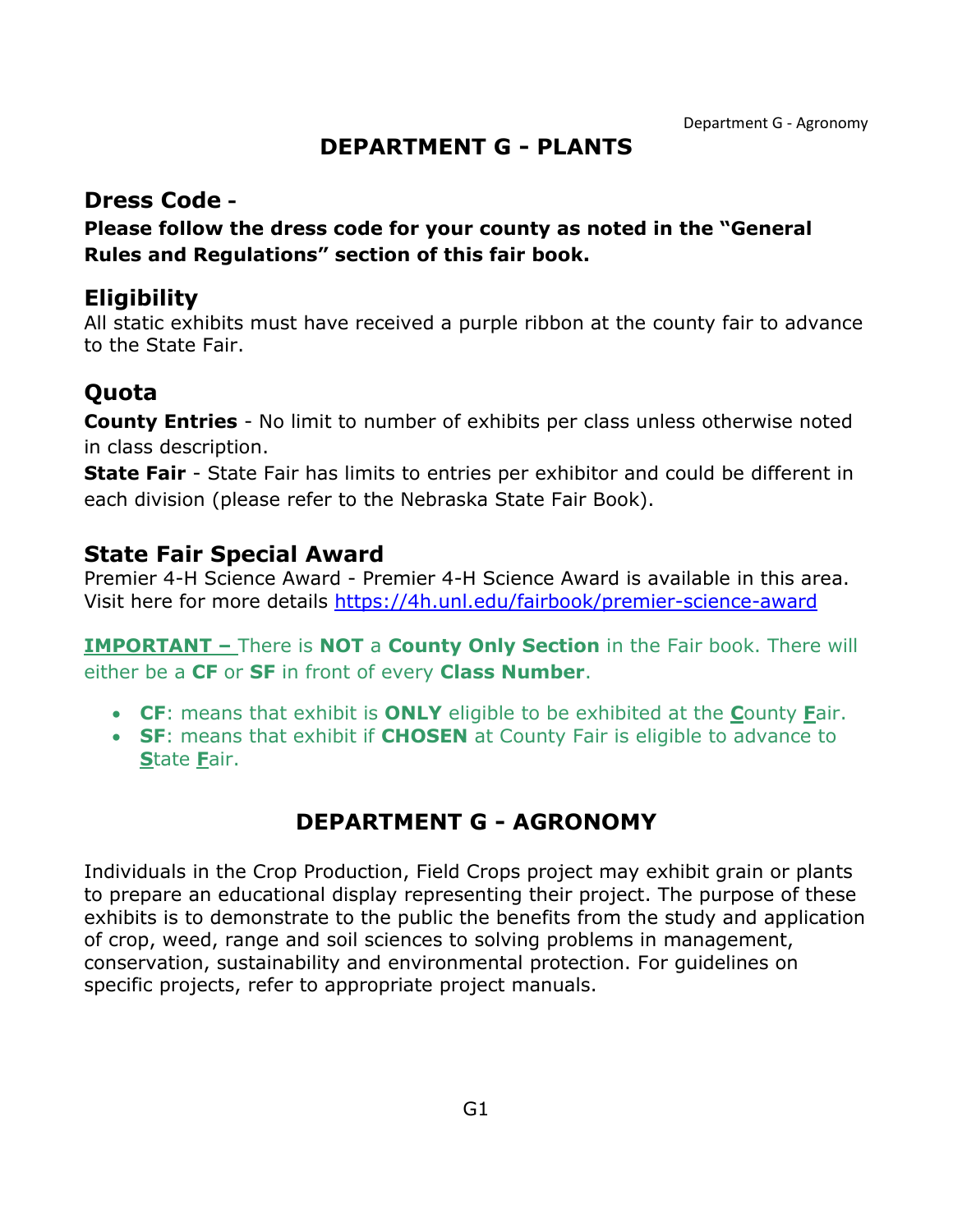# DEPARTMENT G - PLANTS

## Dress Code -

**Please follow the dress code for your county as noted in the "General Rules and Regulations" section of this fair book.**

## Eligibility

All static exhibits must have received a purple ribbon at the county fair to advance to the State Fair.

## Quota

**County Entries** - No limit to number of exhibits per class unless otherwise noted in class description.

**State Fair** - State Fair has limits to entries per exhibitor and could be different in each division (please refer to the Nebraska State Fair Book).

## State Fair Special Award

Premier 4-H Science Award - Premier 4-H Science Award is available in this area. Visit here for more details https://4h.unl.edu/fairbook/premier-science-award

**IMPORTANT –** There is **NOT** a **County Only Section** in the Fair book. There will either be a **CF** or **SF** in front of every **Class Number**.

- **CF**: means that exhibit is **ONLY** eligible to be exhibited at the **C**ounty **F**air.
- **SF**: means that exhibit if **CHOSEN** at County Fair is eligible to advance to **S**tate **F**air.

# DEPARTMENT G - AGRONOMY

Individuals in the Crop Production, Field Crops project may exhibit grain or plants to prepare an educational display representing their project. The purpose of these exhibits is to demonstrate to the public the benefits from the study and application of crop, weed, range and soil sciences to solving problems in management, conservation, sustainability and environmental protection. For guidelines on specific projects, refer to appropriate project manuals.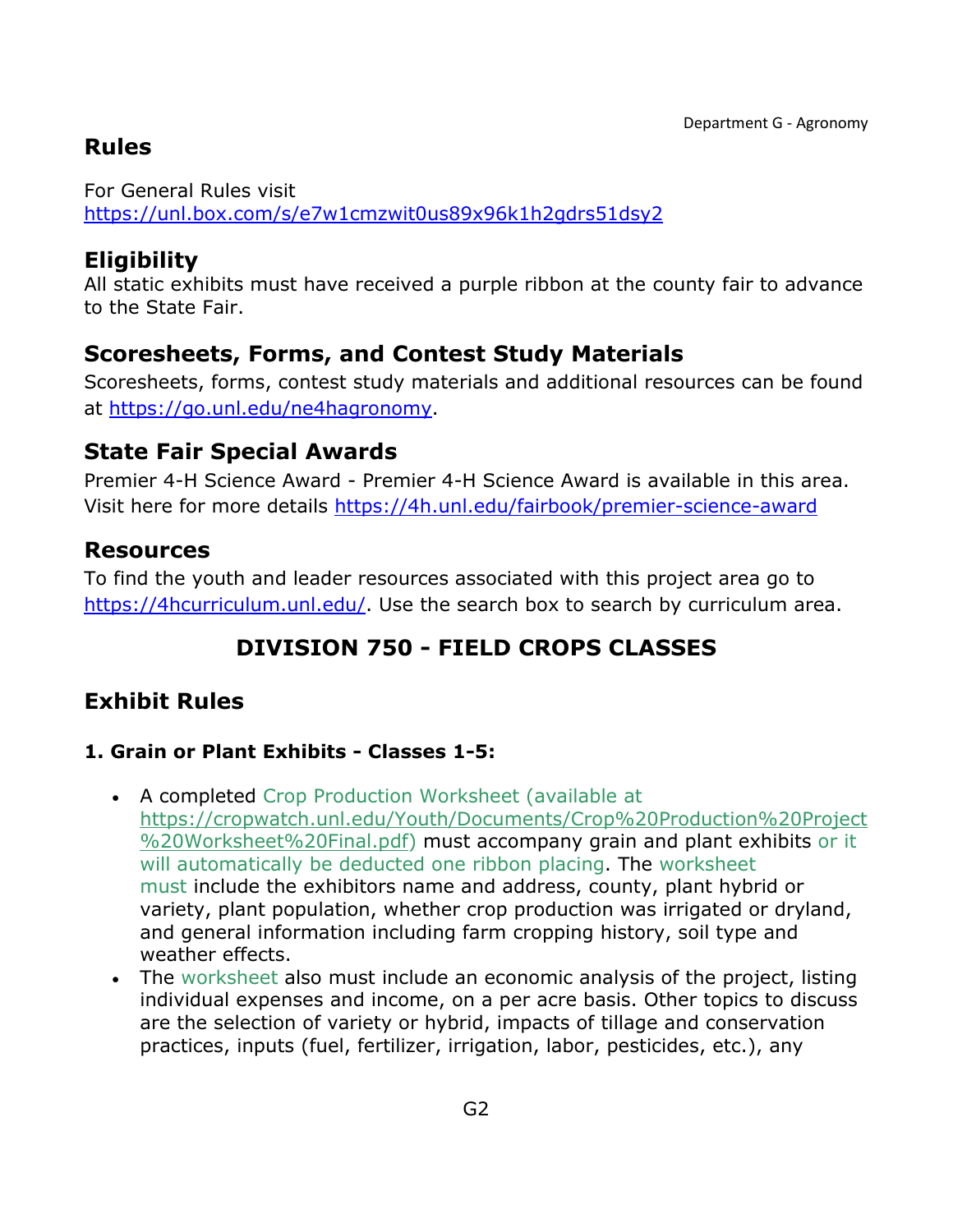## Rules

For General Rules visit
https://unl.box.com/s/e7w1cmzwit0us89x96k1h2gdrs51dsy2

## Eligibility

All static exhibits must have received a purple ribbon at the county fair to advance to the State Fair.

## Scoresheets, Forms, and Contest Study Materials

Scoresheets, forms, contest study materials and additional resources can be found at https://go.unl.edu/ne4hagronomy.

## State Fair Special Awards

Premier 4-H Science Award - Premier 4-H Science Award is available in this area. Visit here for more details https://4h.unl.edu/fairbook/premier-science-award

## Resources

To find the youth and leader resources associated with this project area go to https://4hcurriculum.unl.edu/. Use the search box to search by curriculum area.

# DIVISION 750 - FIELD CROPS CLASSES

## Exhibit Rules

### 1. Grain or Plant Exhibits - Classes 1-5:

- A completed Crop Production Worksheet (available at https://cropwatch.unl.edu/Youth/Documents/Crop%20Production%20Project%20Worksheet%20Final.pdf) must accompany grain and plant exhibits or it will automatically be deducted one ribbon placing. The worksheet must include the exhibitors name and address, county, plant hybrid or variety, plant population, whether crop production was irrigated or dryland, and general information including farm cropping history, soil type and weather effects.
- The worksheet also must include an economic analysis of the project, listing individual expenses and income, on a per acre basis. Other topics to discuss are the selection of variety or hybrid, impacts of tillage and conservation practices, inputs (fuel, fertilizer, irrigation, labor, pesticides, etc.), any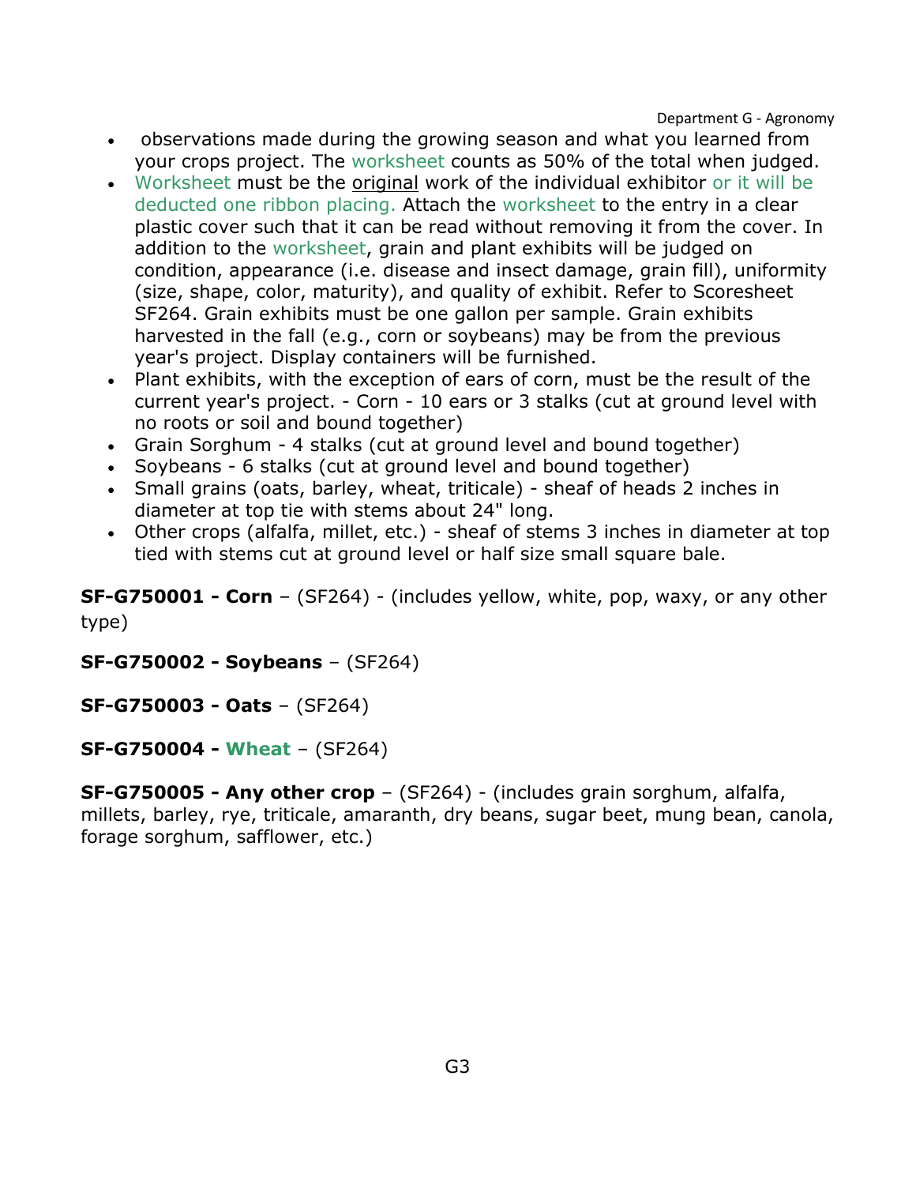- observations made during the growing season and what you learned from your crops project. The worksheet counts as 50% of the total when judged.
- Worksheet must be the original work of the individual exhibitor or it will be deducted one ribbon placing. Attach the worksheet to the entry in a clear plastic cover such that it can be read without removing it from the cover. In addition to the worksheet, grain and plant exhibits will be judged on condition, appearance (i.e. disease and insect damage, grain fill), uniformity (size, shape, color, maturity), and quality of exhibit. Refer to Scoresheet SF264. Grain exhibits must be one gallon per sample. Grain exhibits harvested in the fall (e.g., corn or soybeans) may be from the previous year's project. Display containers will be furnished.
- Plant exhibits, with the exception of ears of corn, must be the result of the current year's project. - Corn - 10 ears or 3 stalks (cut at ground level with no roots or soil and bound together)
- Grain Sorghum - 4 stalks (cut at ground level and bound together)
- Soybeans - 6 stalks (cut at ground level and bound together)
- Small grains (oats, barley, wheat, triticale) - sheaf of heads 2 inches in diameter at top tie with stems about 24" long.
- Other crops (alfalfa, millet, etc.) - sheaf of stems 3 inches in diameter at top tied with stems cut at ground level or half size small square bale.

**SF-G750001 - Corn** – (SF264) - (includes yellow, white, pop, waxy, or any other type)

**SF-G750002 - Soybeans** – (SF264)

**SF-G750003 - Oats** – (SF264)

**SF-G750004 - Wheat** – (SF264)

**SF-G750005 - Any other crop** – (SF264) - (includes grain sorghum, alfalfa, millets, barley, rye, triticale, amaranth, dry beans, sugar beet, mung bean, canola, forage sorghum, safflower, etc.)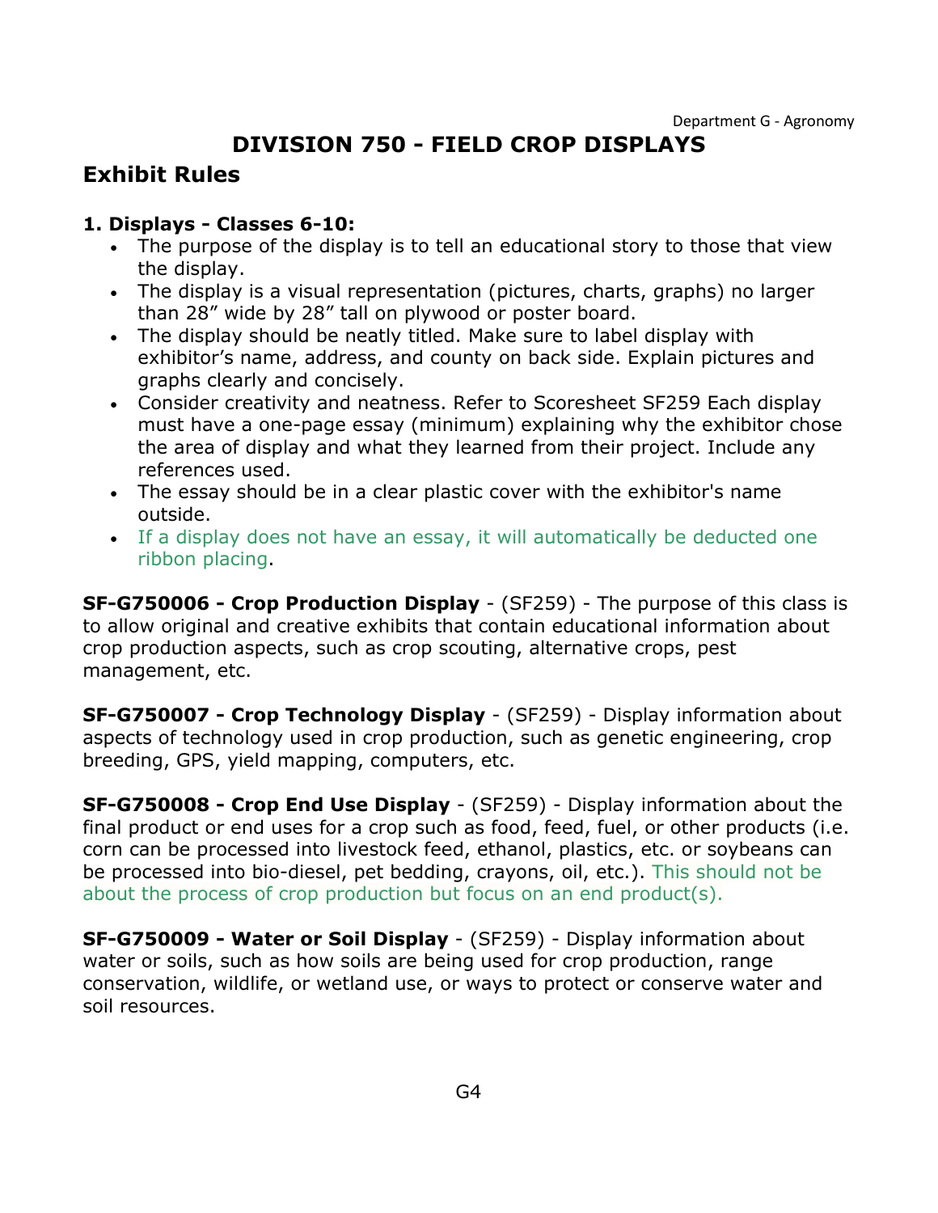# DIVISION 750 - FIELD CROP DISPLAYS

## Exhibit Rules

### 1. Displays - Classes 6-10:

- The purpose of the display is to tell an educational story to those that view the display.
- The display is a visual representation (pictures, charts, graphs) no larger than 28" wide by 28" tall on plywood or poster board.
- The display should be neatly titled. Make sure to label display with exhibitor's name, address, and county on back side. Explain pictures and graphs clearly and concisely.
- Consider creativity and neatness. Refer to Scoresheet SF259 Each display must have a one-page essay (minimum) explaining why the exhibitor chose the area of display and what they learned from their project. Include any references used.
- The essay should be in a clear plastic cover with the exhibitor's name outside.
- If a display does not have an essay, it will automatically be deducted one ribbon placing.

**SF-G750006 - Crop Production Display** - (SF259) - The purpose of this class is to allow original and creative exhibits that contain educational information about crop production aspects, such as crop scouting, alternative crops, pest management, etc.

**SF-G750007 - Crop Technology Display** - (SF259) - Display information about aspects of technology used in crop production, such as genetic engineering, crop breeding, GPS, yield mapping, computers, etc.

**SF-G750008 - Crop End Use Display** - (SF259) - Display information about the final product or end uses for a crop such as food, feed, fuel, or other products (i.e. corn can be processed into livestock feed, ethanol, plastics, etc. or soybeans can be processed into bio-diesel, pet bedding, crayons, oil, etc.). This should not be about the process of crop production but focus on an end product(s).

**SF-G750009 - Water or Soil Display** - (SF259) - Display information about water or soils, such as how soils are being used for crop production, range conservation, wildlife, or wetland use, or ways to protect or conserve water and soil resources.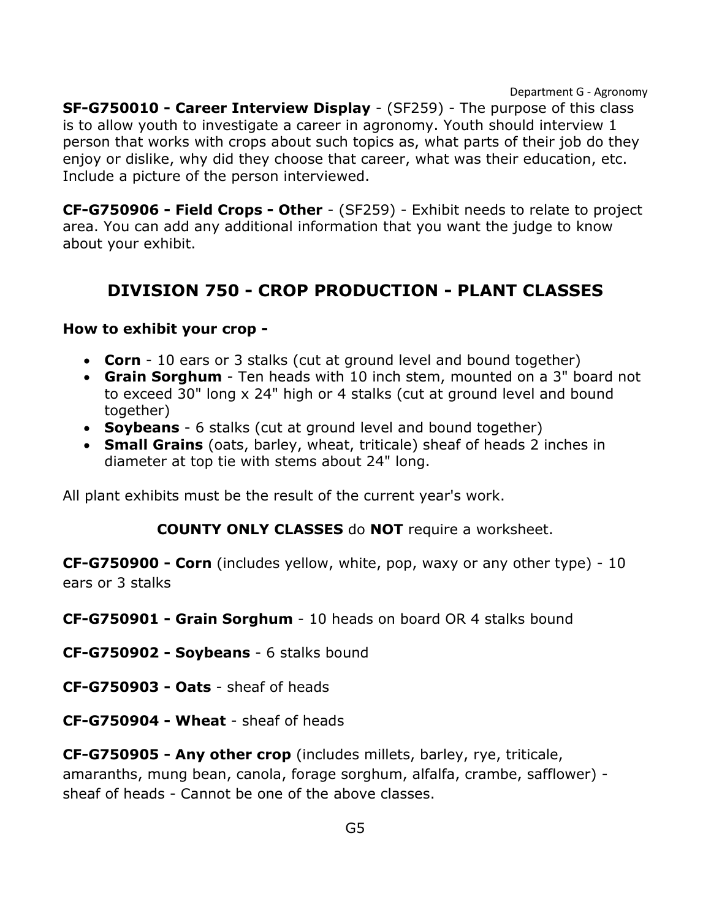**SF-G750010 - Career Interview Display** - (SF259) - The purpose of this class is to allow youth to investigate a career in agronomy. Youth should interview 1 person that works with crops about such topics as, what parts of their job do they enjoy or dislike, why did they choose that career, what was their education, etc. Include a picture of the person interviewed.

**CF-G750906 - Field Crops - Other** - (SF259) - Exhibit needs to relate to project area. You can add any additional information that you want the judge to know about your exhibit.

## DIVISION 750 - CROP PRODUCTION - PLANT CLASSES

**How to exhibit your crop -**

- **Corn** - 10 ears or 3 stalks (cut at ground level and bound together)
- **Grain Sorghum** - Ten heads with 10 inch stem, mounted on a 3" board not to exceed 30" long x 24" high or 4 stalks (cut at ground level and bound together)
- **Soybeans** - 6 stalks (cut at ground level and bound together)
- **Small Grains** (oats, barley, wheat, triticale) sheaf of heads 2 inches in diameter at top tie with stems about 24" long.

All plant exhibits must be the result of the current year's work.

**COUNTY ONLY CLASSES** do **NOT** require a worksheet.

**CF-G750900 - Corn** (includes yellow, white, pop, waxy or any other type) - 10 ears or 3 stalks

**CF-G750901 - Grain Sorghum** - 10 heads on board OR 4 stalks bound

**CF-G750902 - Soybeans** - 6 stalks bound

**CF-G750903 - Oats** - sheaf of heads

**CF-G750904 - Wheat** - sheaf of heads

**CF-G750905 - Any other crop** (includes millets, barley, rye, triticale, amaranths, mung bean, canola, forage sorghum, alfalfa, crambe, safflower) - sheaf of heads - Cannot be one of the above classes.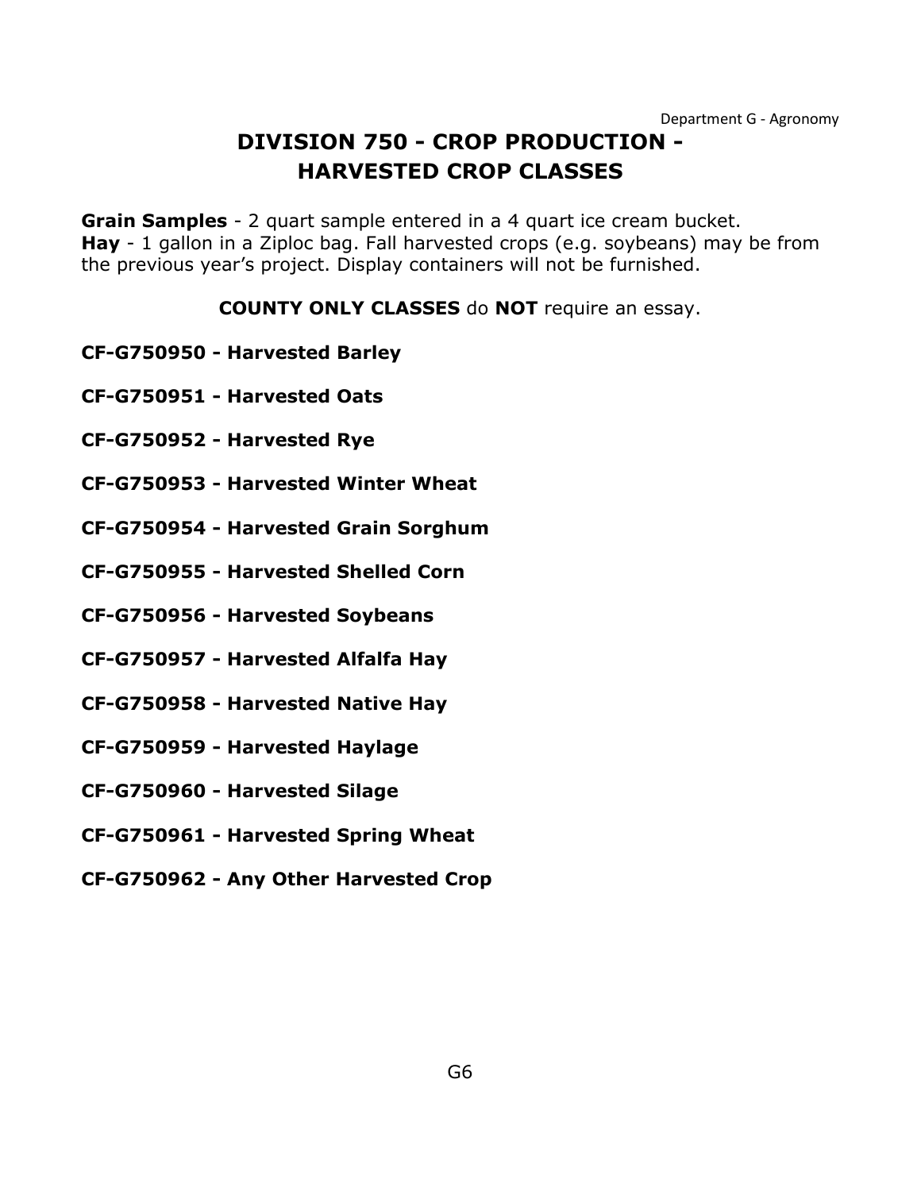# DIVISION 750 - CROP PRODUCTION - HARVESTED CROP CLASSES

**Grain Samples** - 2 quart sample entered in a 4 quart ice cream bucket.
**Hay** - 1 gallon in a Ziploc bag. Fall harvested crops (e.g. soybeans) may be from the previous year's project. Display containers will not be furnished.

**COUNTY ONLY CLASSES** do **NOT** require an essay.

**CF-G750950 - Harvested Barley**

**CF-G750951 - Harvested Oats**

**CF-G750952 - Harvested Rye**

**CF-G750953 - Harvested Winter Wheat**

**CF-G750954 - Harvested Grain Sorghum**

**CF-G750955 - Harvested Shelled Corn**

**CF-G750956 - Harvested Soybeans**

**CF-G750957 - Harvested Alfalfa Hay**

**CF-G750958 - Harvested Native Hay**

**CF-G750959 - Harvested Haylage**

**CF-G750960 - Harvested Silage**

**CF-G750961 - Harvested Spring Wheat**

**CF-G750962 - Any Other Harvested Crop**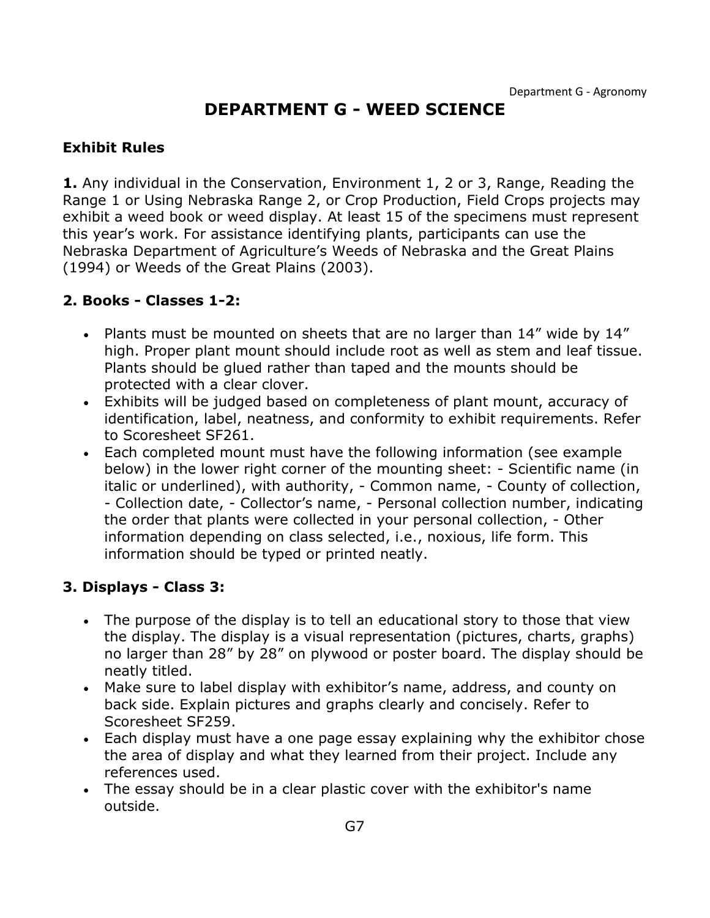# DEPARTMENT G - WEED SCIENCE

### Exhibit Rules

**1.** Any individual in the Conservation, Environment 1, 2 or 3, Range, Reading the Range 1 or Using Nebraska Range 2, or Crop Production, Field Crops projects may exhibit a weed book or weed display. At least 15 of the specimens must represent this year's work. For assistance identifying plants, participants can use the Nebraska Department of Agriculture's Weeds of Nebraska and the Great Plains (1994) or Weeds of the Great Plains (2003).

### 2. Books - Classes 1-2:

- Plants must be mounted on sheets that are no larger than 14" wide by 14" high. Proper plant mount should include root as well as stem and leaf tissue. Plants should be glued rather than taped and the mounts should be protected with a clear clover.
- Exhibits will be judged based on completeness of plant mount, accuracy of identification, label, neatness, and conformity to exhibit requirements. Refer to Scoresheet SF261.
- Each completed mount must have the following information (see example below) in the lower right corner of the mounting sheet: - Scientific name (in italic or underlined), with authority, - Common name, - County of collection, - Collection date, - Collector's name, - Personal collection number, indicating the order that plants were collected in your personal collection, - Other information depending on class selected, i.e., noxious, life form. This information should be typed or printed neatly.

### 3. Displays - Class 3:

- The purpose of the display is to tell an educational story to those that view the display. The display is a visual representation (pictures, charts, graphs) no larger than 28" by 28" on plywood or poster board. The display should be neatly titled.
- Make sure to label display with exhibitor's name, address, and county on back side. Explain pictures and graphs clearly and concisely. Refer to Scoresheet SF259.
- Each display must have a one page essay explaining why the exhibitor chose the area of display and what they learned from their project. Include any references used.
- The essay should be in a clear plastic cover with the exhibitor's name outside.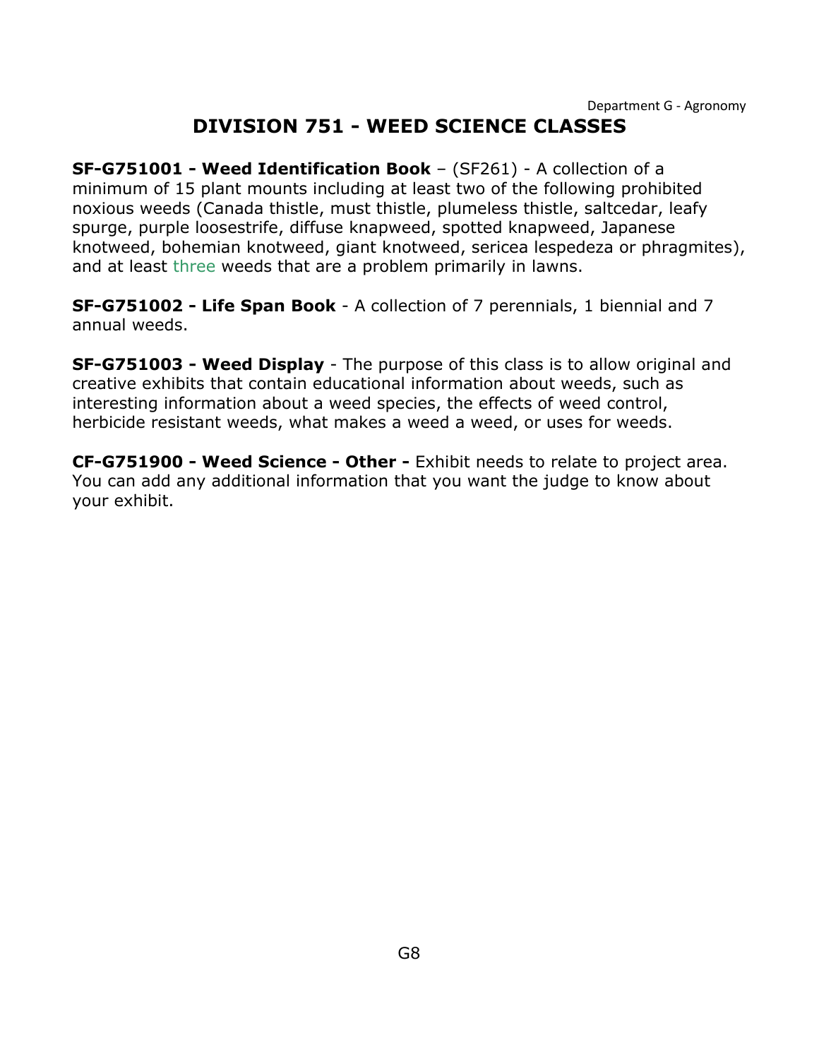# DIVISION 751 - WEED SCIENCE CLASSES

**SF-G751001 - Weed Identification Book** – (SF261) - A collection of a minimum of 15 plant mounts including at least two of the following prohibited noxious weeds (Canada thistle, must thistle, plumeless thistle, saltcedar, leafy spurge, purple loosestrife, diffuse knapweed, spotted knapweed, Japanese knotweed, bohemian knotweed, giant knotweed, sericea lespedeza or phragmites), and at least three weeds that are a problem primarily in lawns.

**SF-G751002 - Life Span Book** - A collection of 7 perennials, 1 biennial and 7 annual weeds.

**SF-G751003 - Weed Display** - The purpose of this class is to allow original and creative exhibits that contain educational information about weeds, such as interesting information about a weed species, the effects of weed control, herbicide resistant weeds, what makes a weed a weed, or uses for weeds.

**CF-G751900 - Weed Science - Other -** Exhibit needs to relate to project area. You can add any additional information that you want the judge to know about your exhibit.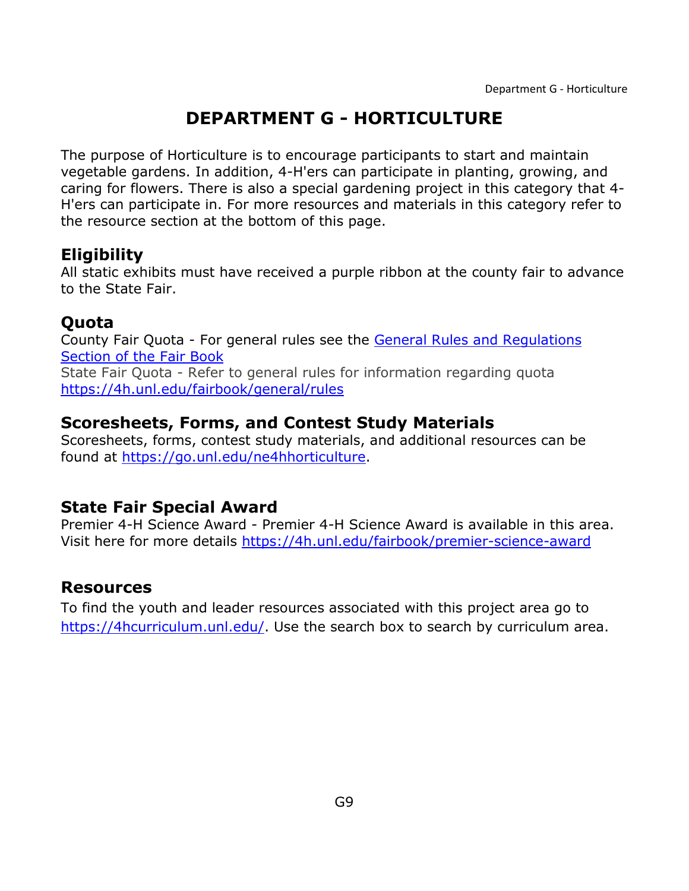# DEPARTMENT G - HORTICULTURE

The purpose of Horticulture is to encourage participants to start and maintain vegetable gardens. In addition, 4-H'ers can participate in planting, growing, and caring for flowers. There is also a special gardening project in this category that 4-H'ers can participate in. For more resources and materials in this category refer to the resource section at the bottom of this page.

## Eligibility

All static exhibits must have received a purple ribbon at the county fair to advance to the State Fair.

## Quota

County Fair Quota - For general rules see the [General Rules and Regulations Section of the Fair Book]()
State Fair Quota - Refer to general rules for information regarding quota [https://4h.unl.edu/fairbook/general/rules](https://4h.unl.edu/fairbook/general/rules)

## Scoresheets, Forms, and Contest Study Materials

Scoresheets, forms, contest study materials, and additional resources can be found at [https://go.unl.edu/ne4hhorticulture](https://go.unl.edu/ne4hhorticulture).

## State Fair Special Award

Premier 4-H Science Award - Premier 4-H Science Award is available in this area. Visit here for more details [https://4h.unl.edu/fairbook/premier-science-award](https://4h.unl.edu/fairbook/premier-science-award)

## Resources

To find the youth and leader resources associated with this project area go to [https://4hcurriculum.unl.edu/](https://4hcurriculum.unl.edu/). Use the search box to search by curriculum area.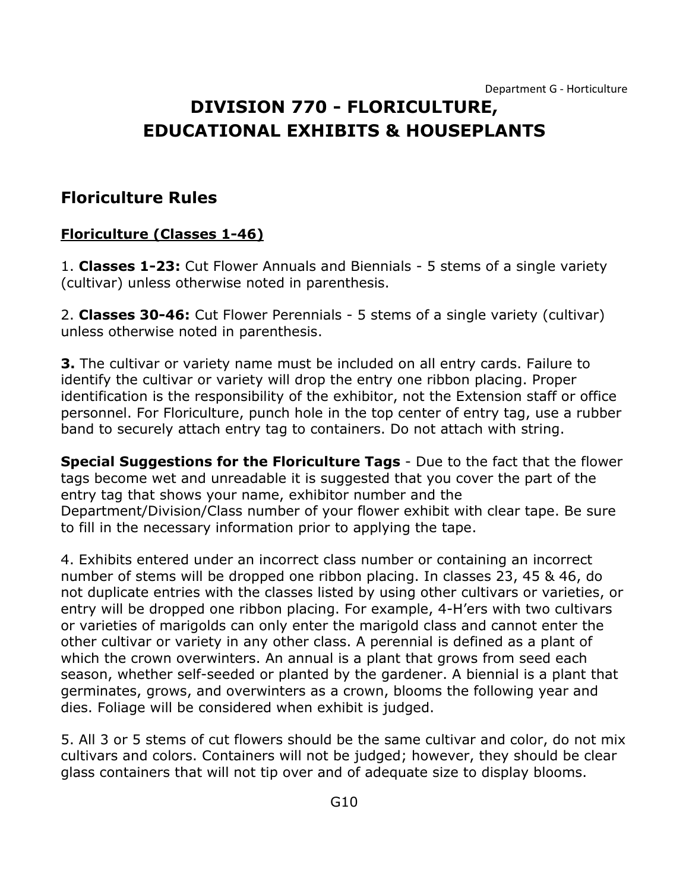# DIVISION 770 - FLORICULTURE, EDUCATIONAL EXHIBITS & HOUSEPLANTS

## Floriculture Rules

### Floriculture (Classes 1-46)

1. **Classes 1-23:** Cut Flower Annuals and Biennials - 5 stems of a single variety (cultivar) unless otherwise noted in parenthesis.

2. **Classes 30-46:** Cut Flower Perennials - 5 stems of a single variety (cultivar) unless otherwise noted in parenthesis.

**3.** The cultivar or variety name must be included on all entry cards. Failure to identify the cultivar or variety will drop the entry one ribbon placing. Proper identification is the responsibility of the exhibitor, not the Extension staff or office personnel. For Floriculture, punch hole in the top center of entry tag, use a rubber band to securely attach entry tag to containers. Do not attach with string.

**Special Suggestions for the Floriculture Tags** - Due to the fact that the flower tags become wet and unreadable it is suggested that you cover the part of the entry tag that shows your name, exhibitor number and the Department/Division/Class number of your flower exhibit with clear tape. Be sure to fill in the necessary information prior to applying the tape.

4. Exhibits entered under an incorrect class number or containing an incorrect number of stems will be dropped one ribbon placing. In classes 23, 45 & 46, do not duplicate entries with the classes listed by using other cultivars or varieties, or entry will be dropped one ribbon placing. For example, 4-H'ers with two cultivars or varieties of marigolds can only enter the marigold class and cannot enter the other cultivar or variety in any other class. A perennial is defined as a plant of which the crown overwinters. An annual is a plant that grows from seed each season, whether self-seeded or planted by the gardener. A biennial is a plant that germinates, grows, and overwinters as a crown, blooms the following year and dies. Foliage will be considered when exhibit is judged.

5. All 3 or 5 stems of cut flowers should be the same cultivar and color, do not mix cultivars and colors. Containers will not be judged; however, they should be clear glass containers that will not tip over and of adequate size to display blooms.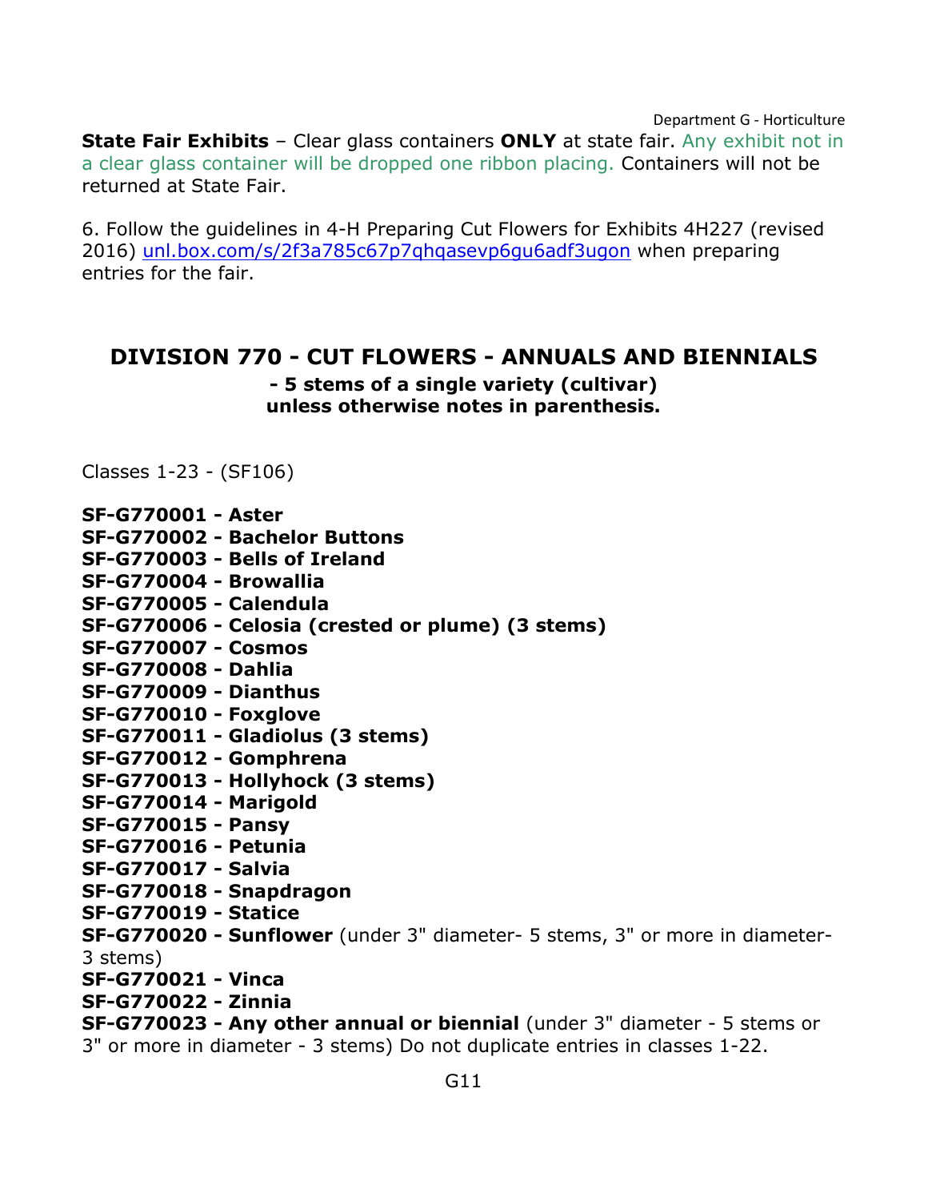**State Fair Exhibits** – Clear glass containers **ONLY** at state fair. Any exhibit not in a clear glass container will be dropped one ribbon placing. Containers will not be returned at State Fair.

6. Follow the guidelines in 4-H Preparing Cut Flowers for Exhibits 4H227 (revised 2016) [unl.box.com/s/2f3a785c67p7qhqasevp6gu6adf3ugon](unl.box.com/s/2f3a785c67p7qhqasevp6gu6adf3ugon) when preparing entries for the fair.

## DIVISION 770 - CUT FLOWERS - ANNUALS AND BIENNIALS

**- 5 stems of a single variety (cultivar) unless otherwise notes in parenthesis.**

Classes 1-23 - (SF106)

**SF-G770001 - Aster**
**SF-G770002 - Bachelor Buttons**
**SF-G770003 - Bells of Ireland**
**SF-G770004 - Browallia**
**SF-G770005 - Calendula**
**SF-G770006 - Celosia (crested or plume) (3 stems)**
**SF-G770007 - Cosmos**
**SF-G770008 - Dahlia**
**SF-G770009 - Dianthus**
**SF-G770010 - Foxglove**
**SF-G770011 - Gladiolus (3 stems)**
**SF-G770012 - Gomphrena**
**SF-G770013 - Hollyhock (3 stems)**
**SF-G770014 - Marigold**
**SF-G770015 - Pansy**
**SF-G770016 - Petunia**
**SF-G770017 - Salvia**
**SF-G770018 - Snapdragon**
**SF-G770019 - Statice**
**SF-G770020 - Sunflower** (under 3" diameter- 5 stems, 3" or more in diameter- 3 stems)
**SF-G770021 - Vinca**
**SF-G770022 - Zinnia**
**SF-G770023 - Any other annual or biennial** (under 3" diameter - 5 stems or 3" or more in diameter - 3 stems) Do not duplicate entries in classes 1-22.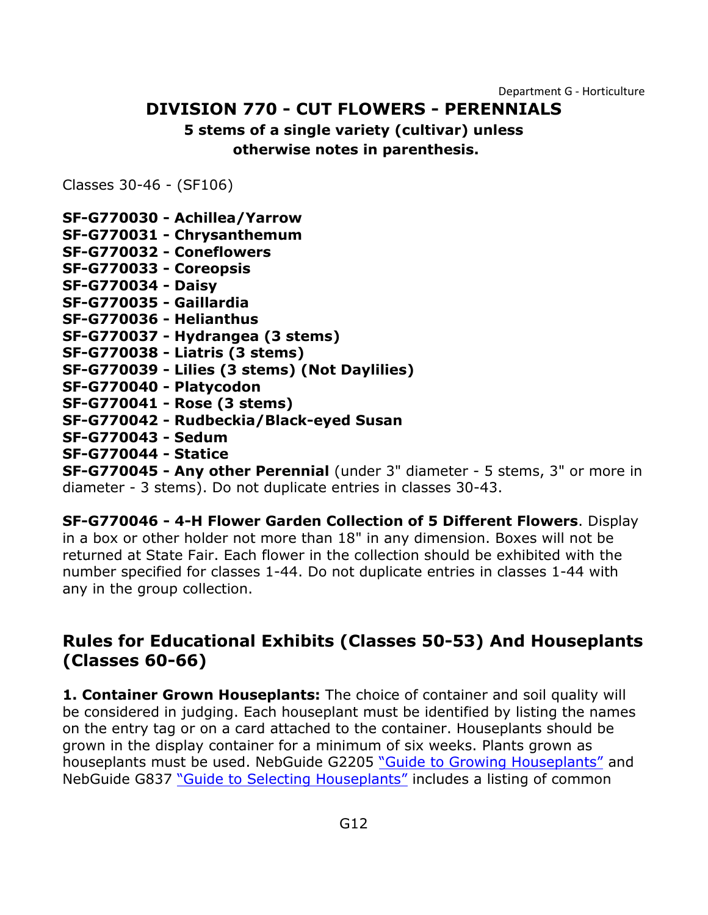## DIVISION 770 - CUT FLOWERS - PERENNIALS

**5 stems of a single variety (cultivar) unless otherwise notes in parenthesis.**

Classes 30-46 - (SF106)

**SF-G770030 - Achillea/Yarrow**
**SF-G770031 - Chrysanthemum**
**SF-G770032 - Coneflowers**
**SF-G770033 - Coreopsis**
**SF-G770034 - Daisy**
**SF-G770035 - Gaillardia**
**SF-G770036 - Helianthus**
**SF-G770037 - Hydrangea (3 stems)**
**SF-G770038 - Liatris (3 stems)**
**SF-G770039 - Lilies (3 stems) (Not Daylilies)**
**SF-G770040 - Platycodon**
**SF-G770041 - Rose (3 stems)**
**SF-G770042 - Rudbeckia/Black-eyed Susan**
**SF-G770043 - Sedum**
**SF-G770044 - Statice**
**SF-G770045 - Any other Perennial** (under 3" diameter - 5 stems, 3" or more in diameter - 3 stems). Do not duplicate entries in classes 30-43.

**SF-G770046 - 4-H Flower Garden Collection of 5 Different Flowers**. Display in a box or other holder not more than 18" in any dimension. Boxes will not be returned at State Fair. Each flower in the collection should be exhibited with the number specified for classes 1-44. Do not duplicate entries in classes 1-44 with any in the group collection.

## Rules for Educational Exhibits (Classes 50-53) And Houseplants (Classes 60-66)

**1. Container Grown Houseplants:** The choice of container and soil quality will be considered in judging. Each houseplant must be identified by listing the names on the entry tag or on a card attached to the container. Houseplants should be grown in the display container for a minimum of six weeks. Plants grown as houseplants must be used. NebGuide G2205 "Guide to Growing Houseplants" and NebGuide G837 "Guide to Selecting Houseplants" includes a listing of common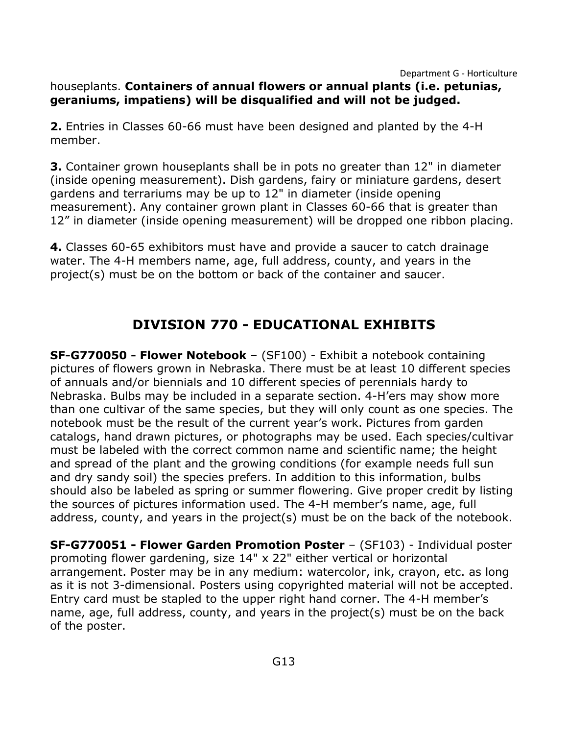houseplants. **Containers of annual flowers or annual plants (i.e. petunias, geraniums, impatiens) will be disqualified and will not be judged.**

**2.** Entries in Classes 60-66 must have been designed and planted by the 4-H member.

**3.** Container grown houseplants shall be in pots no greater than 12" in diameter (inside opening measurement). Dish gardens, fairy or miniature gardens, desert gardens and terrariums may be up to 12" in diameter (inside opening measurement). Any container grown plant in Classes 60-66 that is greater than 12" in diameter (inside opening measurement) will be dropped one ribbon placing.

**4.** Classes 60-65 exhibitors must have and provide a saucer to catch drainage water. The 4-H members name, age, full address, county, and years in the project(s) must be on the bottom or back of the container and saucer.

## DIVISION 770 - EDUCATIONAL EXHIBITS

**SF-G770050 - Flower Notebook** – (SF100) - Exhibit a notebook containing pictures of flowers grown in Nebraska. There must be at least 10 different species of annuals and/or biennials and 10 different species of perennials hardy to Nebraska. Bulbs may be included in a separate section. 4-H'ers may show more than one cultivar of the same species, but they will only count as one species. The notebook must be the result of the current year's work. Pictures from garden catalogs, hand drawn pictures, or photographs may be used. Each species/cultivar must be labeled with the correct common name and scientific name; the height and spread of the plant and the growing conditions (for example needs full sun and dry sandy soil) the species prefers. In addition to this information, bulbs should also be labeled as spring or summer flowering. Give proper credit by listing the sources of pictures information used. The 4-H member's name, age, full address, county, and years in the project(s) must be on the back of the notebook.

**SF-G770051 - Flower Garden Promotion Poster** – (SF103) - Individual poster promoting flower gardening, size 14" x 22" either vertical or horizontal arrangement. Poster may be in any medium: watercolor, ink, crayon, etc. as long as it is not 3-dimensional. Posters using copyrighted material will not be accepted. Entry card must be stapled to the upper right hand corner. The 4-H member's name, age, full address, county, and years in the project(s) must be on the back of the poster.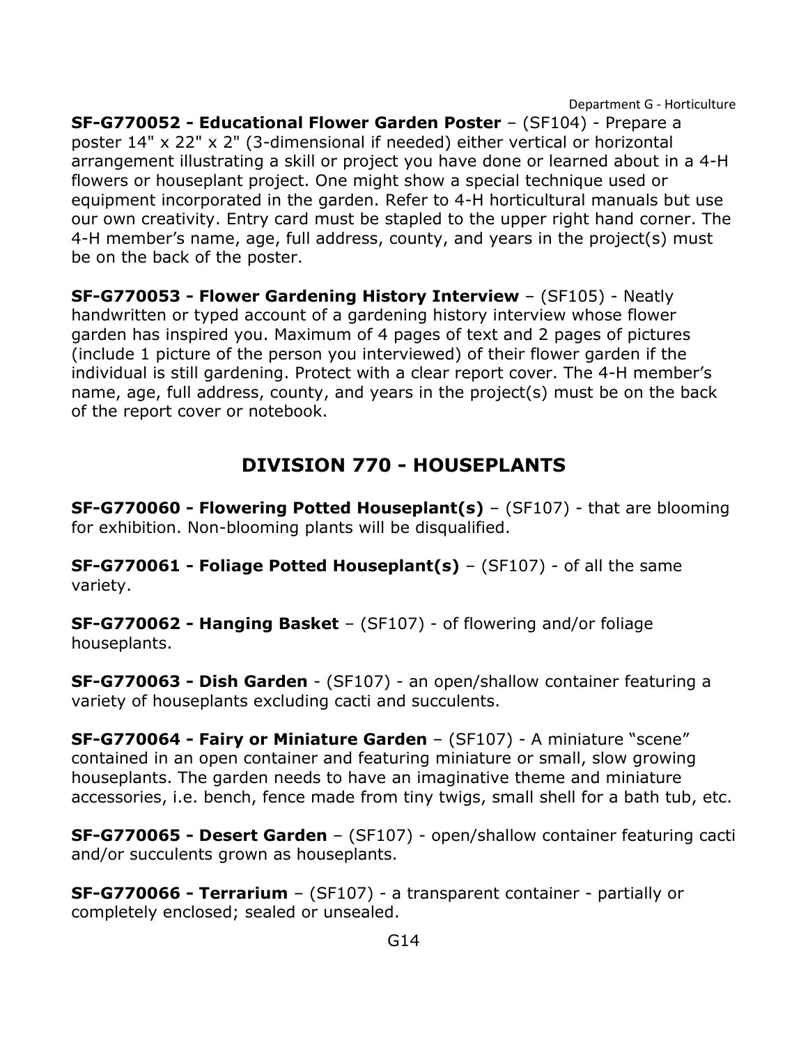**SF-G770052 - Educational Flower Garden Poster** – (SF104) - Prepare a poster 14" x 22" x 2" (3-dimensional if needed) either vertical or horizontal arrangement illustrating a skill or project you have done or learned about in a 4-H flowers or houseplant project. One might show a special technique used or equipment incorporated in the garden. Refer to 4-H horticultural manuals but use our own creativity. Entry card must be stapled to the upper right hand corner. The 4-H member's name, age, full address, county, and years in the project(s) must be on the back of the poster.

**SF-G770053 - Flower Gardening History Interview** – (SF105) - Neatly handwritten or typed account of a gardening history interview whose flower garden has inspired you. Maximum of 4 pages of text and 2 pages of pictures (include 1 picture of the person you interviewed) of their flower garden if the individual is still gardening. Protect with a clear report cover. The 4-H member's name, age, full address, county, and years in the project(s) must be on the back of the report cover or notebook.

## DIVISION 770 - HOUSEPLANTS

**SF-G770060 - Flowering Potted Houseplant(s)** – (SF107) - that are blooming for exhibition. Non-blooming plants will be disqualified.

**SF-G770061 - Foliage Potted Houseplant(s)** – (SF107) - of all the same variety.

**SF-G770062 - Hanging Basket** – (SF107) - of flowering and/or foliage houseplants.

**SF-G770063 - Dish Garden** - (SF107) - an open/shallow container featuring a variety of houseplants excluding cacti and succulents.

**SF-G770064 - Fairy or Miniature Garden** – (SF107) - A miniature "scene" contained in an open container and featuring miniature or small, slow growing houseplants. The garden needs to have an imaginative theme and miniature accessories, i.e. bench, fence made from tiny twigs, small shell for a bath tub, etc.

**SF-G770065 - Desert Garden** – (SF107) - open/shallow container featuring cacti and/or succulents grown as houseplants.

**SF-G770066 - Terrarium** – (SF107) - a transparent container - partially or completely enclosed; sealed or unsealed.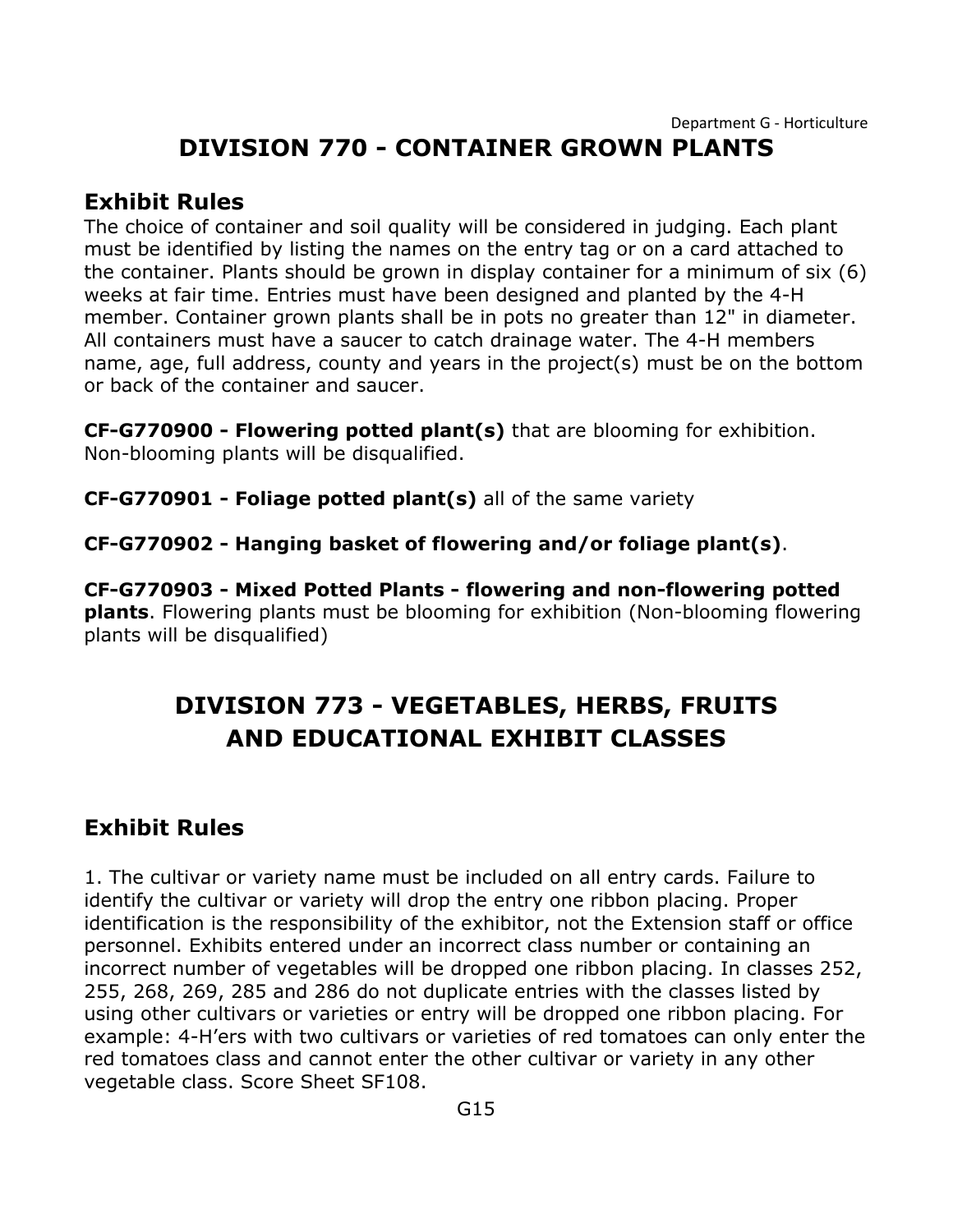# DIVISION 770 - CONTAINER GROWN PLANTS

## Exhibit Rules

The choice of container and soil quality will be considered in judging. Each plant must be identified by listing the names on the entry tag or on a card attached to the container. Plants should be grown in display container for a minimum of six (6) weeks at fair time. Entries must have been designed and planted by the 4-H member. Container grown plants shall be in pots no greater than 12" in diameter. All containers must have a saucer to catch drainage water. The 4-H members name, age, full address, county and years in the project(s) must be on the bottom or back of the container and saucer.

**CF-G770900 - Flowering potted plant(s)** that are blooming for exhibition. Non-blooming plants will be disqualified.

**CF-G770901 - Foliage potted plant(s)** all of the same variety

**CF-G770902 - Hanging basket of flowering and/or foliage plant(s)**.

**CF-G770903 - Mixed Potted Plants - flowering and non-flowering potted plants**. Flowering plants must be blooming for exhibition (Non-blooming flowering plants will be disqualified)

# DIVISION 773 - VEGETABLES, HERBS, FRUITS AND EDUCATIONAL EXHIBIT CLASSES

## Exhibit Rules

1. The cultivar or variety name must be included on all entry cards. Failure to identify the cultivar or variety will drop the entry one ribbon placing. Proper identification is the responsibility of the exhibitor, not the Extension staff or office personnel. Exhibits entered under an incorrect class number or containing an incorrect number of vegetables will be dropped one ribbon placing. In classes 252, 255, 268, 269, 285 and 286 do not duplicate entries with the classes listed by using other cultivars or varieties or entry will be dropped one ribbon placing. For example: 4-H'ers with two cultivars or varieties of red tomatoes can only enter the red tomatoes class and cannot enter the other cultivar or variety in any other vegetable class. Score Sheet SF108.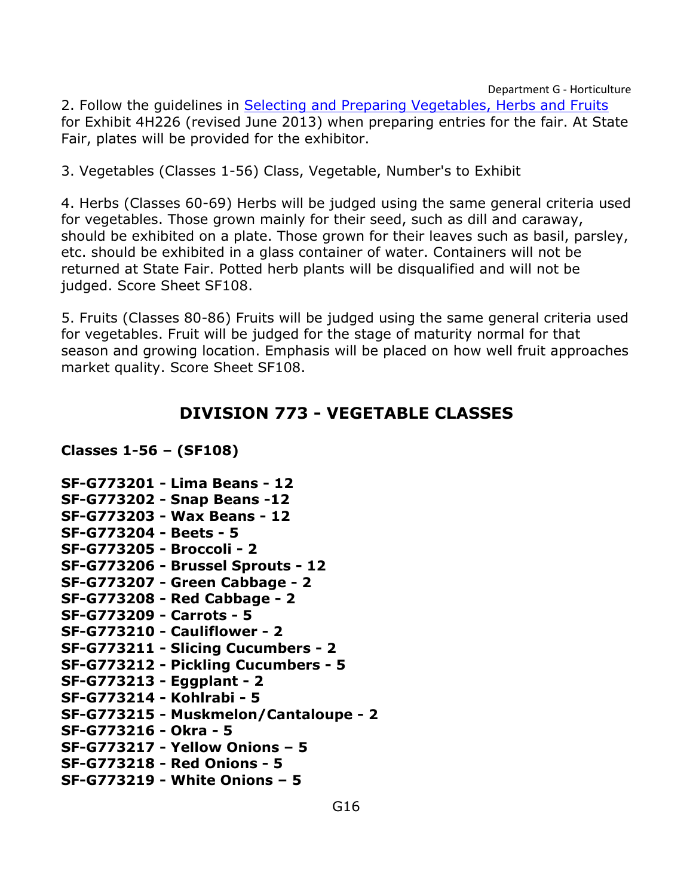2. Follow the guidelines in [Selecting and Preparing Vegetables, Herbs and Fruits]() for Exhibit 4H226 (revised June 2013) when preparing entries for the fair. At State Fair, plates will be provided for the exhibitor.

3. Vegetables (Classes 1-56) Class, Vegetable, Number's to Exhibit

4. Herbs (Classes 60-69) Herbs will be judged using the same general criteria used for vegetables. Those grown mainly for their seed, such as dill and caraway, should be exhibited on a plate. Those grown for their leaves such as basil, parsley, etc. should be exhibited in a glass container of water. Containers will not be returned at State Fair. Potted herb plants will be disqualified and will not be judged. Score Sheet SF108.

5. Fruits (Classes 80-86) Fruits will be judged using the same general criteria used for vegetables. Fruit will be judged for the stage of maturity normal for that season and growing location. Emphasis will be placed on how well fruit approaches market quality. Score Sheet SF108.

## DIVISION 773 - VEGETABLE CLASSES

**Classes 1-56 – (SF108)**

**SF-G773201 - Lima Beans - 12**
**SF-G773202 - Snap Beans -12**
**SF-G773203 - Wax Beans - 12**
**SF-G773204 - Beets - 5**
**SF-G773205 - Broccoli - 2**
**SF-G773206 - Brussel Sprouts - 12**
**SF-G773207 - Green Cabbage - 2**
**SF-G773208 - Red Cabbage - 2**
**SF-G773209 - Carrots - 5**
**SF-G773210 - Cauliflower - 2**
**SF-G773211 - Slicing Cucumbers - 2**
**SF-G773212 - Pickling Cucumbers - 5**
**SF-G773213 - Eggplant - 2**
**SF-G773214 - Kohlrabi - 5**
**SF-G773215 - Muskmelon/Cantaloupe - 2**
**SF-G773216 - Okra - 5**
**SF-G773217 - Yellow Onions – 5**
**SF-G773218 - Red Onions - 5**
**SF-G773219 - White Onions – 5**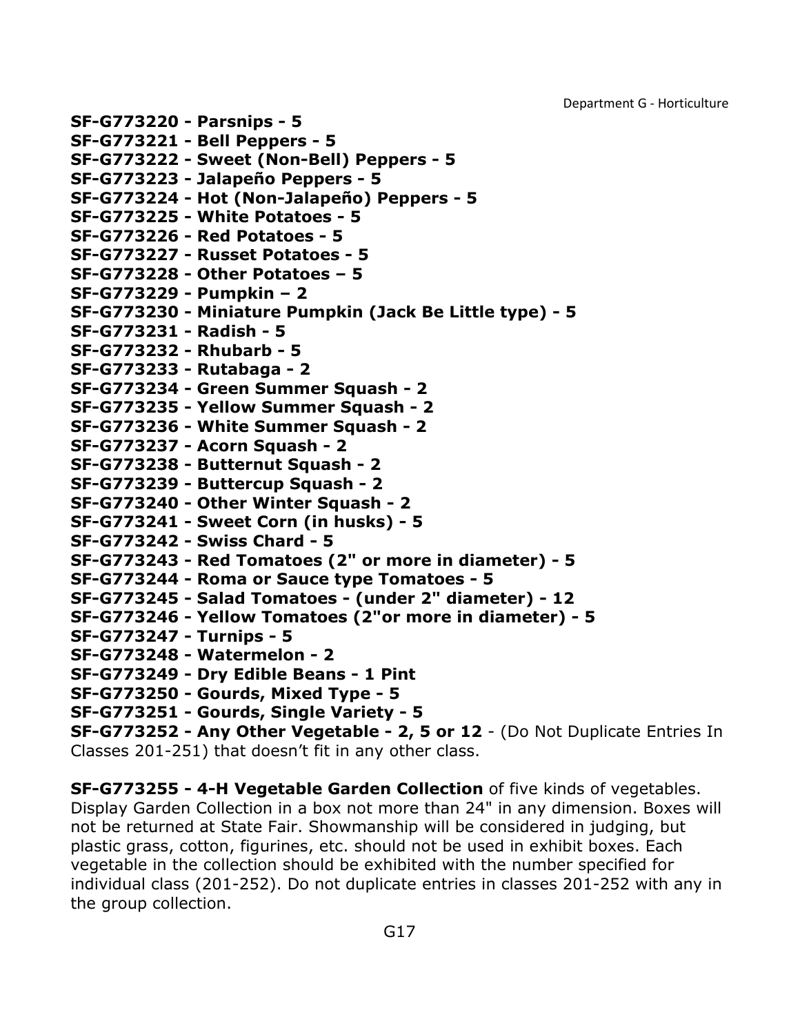**SF-G773220 - Parsnips - 5**
**SF-G773221 - Bell Peppers - 5**
**SF-G773222 - Sweet (Non-Bell) Peppers - 5**
**SF-G773223 - Jalapeño Peppers - 5**
**SF-G773224 - Hot (Non-Jalapeño) Peppers - 5**
**SF-G773225 - White Potatoes - 5**
**SF-G773226 - Red Potatoes - 5**
**SF-G773227 - Russet Potatoes - 5**
**SF-G773228 - Other Potatoes – 5**
**SF-G773229 - Pumpkin – 2**
**SF-G773230 - Miniature Pumpkin (Jack Be Little type) - 5**
**SF-G773231 - Radish - 5**
**SF-G773232 - Rhubarb - 5**
**SF-G773233 - Rutabaga - 2**
**SF-G773234 - Green Summer Squash - 2**
**SF-G773235 - Yellow Summer Squash - 2**
**SF-G773236 - White Summer Squash - 2**
**SF-G773237 - Acorn Squash - 2**
**SF-G773238 - Butternut Squash - 2**
**SF-G773239 - Buttercup Squash - 2**
**SF-G773240 - Other Winter Squash - 2**
**SF-G773241 - Sweet Corn (in husks) - 5**
**SF-G773242 - Swiss Chard - 5**
**SF-G773243 - Red Tomatoes (2" or more in diameter) - 5**
**SF-G773244 - Roma or Sauce type Tomatoes - 5**
**SF-G773245 - Salad Tomatoes - (under 2" diameter) - 12**
**SF-G773246 - Yellow Tomatoes (2"or more in diameter) - 5**
**SF-G773247 - Turnips - 5**
**SF-G773248 - Watermelon - 2**
**SF-G773249 - Dry Edible Beans - 1 Pint**
**SF-G773250 - Gourds, Mixed Type - 5**
**SF-G773251 - Gourds, Single Variety - 5**
**SF-G773252 - Any Other Vegetable - 2, 5 or 12** - (Do Not Duplicate Entries In Classes 201-251) that doesn't fit in any other class.

**SF-G773255 - 4-H Vegetable Garden Collection** of five kinds of vegetables. Display Garden Collection in a box not more than 24" in any dimension. Boxes will not be returned at State Fair. Showmanship will be considered in judging, but plastic grass, cotton, figurines, etc. should not be used in exhibit boxes. Each vegetable in the collection should be exhibited with the number specified for individual class (201-252). Do not duplicate entries in classes 201-252 with any in the group collection.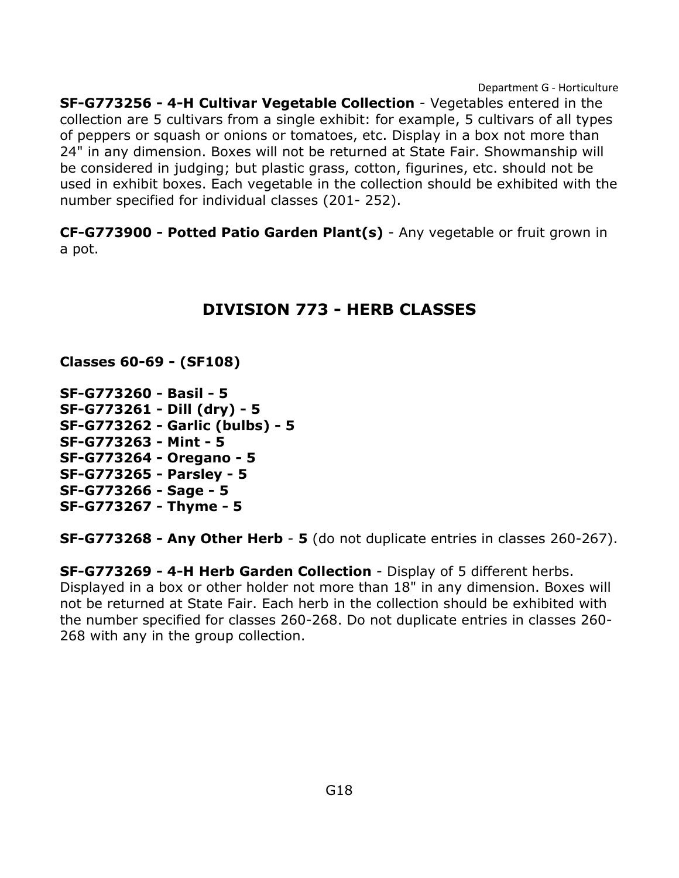**SF-G773256 - 4-H Cultivar Vegetable Collection** - Vegetables entered in the collection are 5 cultivars from a single exhibit: for example, 5 cultivars of all types of peppers or squash or onions or tomatoes, etc. Display in a box not more than 24" in any dimension. Boxes will not be returned at State Fair. Showmanship will be considered in judging; but plastic grass, cotton, figurines, etc. should not be used in exhibit boxes. Each vegetable in the collection should be exhibited with the number specified for individual classes (201- 252).

**CF-G773900 - Potted Patio Garden Plant(s)** - Any vegetable or fruit grown in a pot.

## DIVISION 773 - HERB CLASSES

**Classes 60-69 - (SF108)**

**SF-G773260 - Basil - 5**
**SF-G773261 - Dill (dry) - 5**
**SF-G773262 - Garlic (bulbs) - 5**
**SF-G773263 - Mint - 5**
**SF-G773264 - Oregano - 5**
**SF-G773265 - Parsley - 5**
**SF-G773266 - Sage - 5**
**SF-G773267 - Thyme - 5**

**SF-G773268 - Any Other Herb** - **5** (do not duplicate entries in classes 260-267).

**SF-G773269 - 4-H Herb Garden Collection** - Display of 5 different herbs. Displayed in a box or other holder not more than 18" in any dimension. Boxes will not be returned at State Fair. Each herb in the collection should be exhibited with the number specified for classes 260-268. Do not duplicate entries in classes 260-268 with any in the group collection.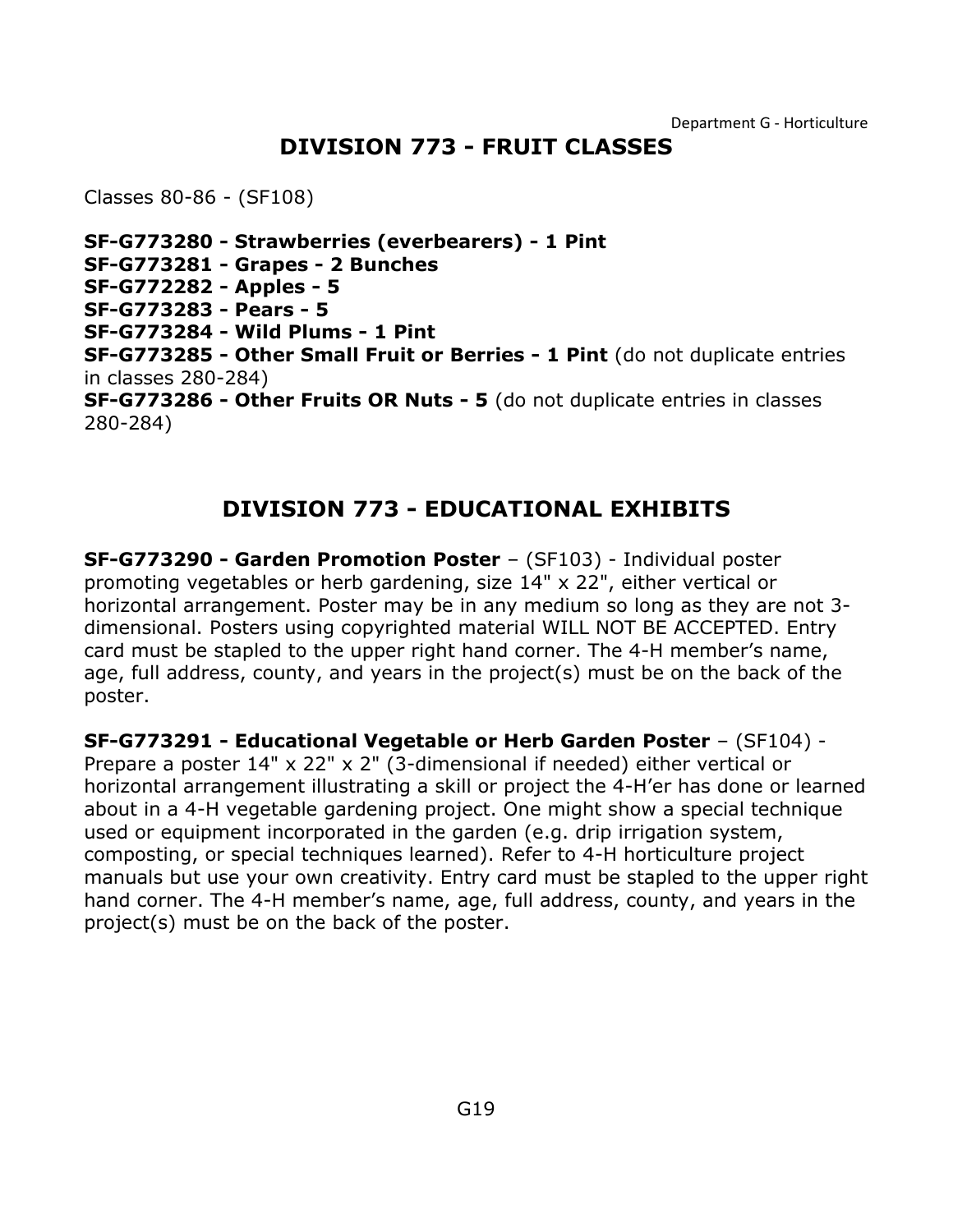# DIVISION 773 - FRUIT CLASSES

Classes 80-86 - (SF108)

**SF-G773280 - Strawberries (everbearers) - 1 Pint**
**SF-G773281 - Grapes - 2 Bunches**
**SF-G772282 - Apples - 5**
**SF-G773283 - Pears - 5**
**SF-G773284 - Wild Plums - 1 Pint**
**SF-G773285 - Other Small Fruit or Berries - 1 Pint** (do not duplicate entries in classes 280-284)
**SF-G773286 - Other Fruits OR Nuts - 5** (do not duplicate entries in classes 280-284)

# DIVISION 773 - EDUCATIONAL EXHIBITS

**SF-G773290 - Garden Promotion Poster** – (SF103) - Individual poster promoting vegetables or herb gardening, size 14" x 22", either vertical or horizontal arrangement. Poster may be in any medium so long as they are not 3-dimensional. Posters using copyrighted material WILL NOT BE ACCEPTED. Entry card must be stapled to the upper right hand corner. The 4-H member's name, age, full address, county, and years in the project(s) must be on the back of the poster.

**SF-G773291 - Educational Vegetable or Herb Garden Poster** – (SF104) - Prepare a poster 14" x 22" x 2" (3-dimensional if needed) either vertical or horizontal arrangement illustrating a skill or project the 4-H'er has done or learned about in a 4-H vegetable gardening project. One might show a special technique used or equipment incorporated in the garden (e.g. drip irrigation system, composting, or special techniques learned). Refer to 4-H horticulture project manuals but use your own creativity. Entry card must be stapled to the upper right hand corner. The 4-H member's name, age, full address, county, and years in the project(s) must be on the back of the poster.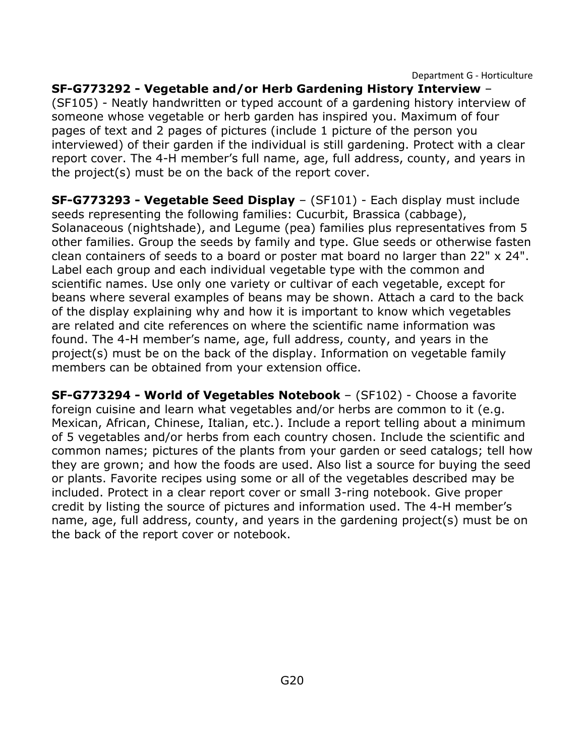**SF-G773292 - Vegetable and/or Herb Gardening History Interview** – (SF105) - Neatly handwritten or typed account of a gardening history interview of someone whose vegetable or herb garden has inspired you. Maximum of four pages of text and 2 pages of pictures (include 1 picture of the person you interviewed) of their garden if the individual is still gardening. Protect with a clear report cover. The 4-H member's full name, age, full address, county, and years in the project(s) must be on the back of the report cover.

**SF-G773293 - Vegetable Seed Display** – (SF101) - Each display must include seeds representing the following families: Cucurbit, Brassica (cabbage), Solanaceous (nightshade), and Legume (pea) families plus representatives from 5 other families. Group the seeds by family and type. Glue seeds or otherwise fasten clean containers of seeds to a board or poster mat board no larger than 22" x 24". Label each group and each individual vegetable type with the common and scientific names. Use only one variety or cultivar of each vegetable, except for beans where several examples of beans may be shown. Attach a card to the back of the display explaining why and how it is important to know which vegetables are related and cite references on where the scientific name information was found. The 4-H member's name, age, full address, county, and years in the project(s) must be on the back of the display. Information on vegetable family members can be obtained from your extension office.

**SF-G773294 - World of Vegetables Notebook** – (SF102) - Choose a favorite foreign cuisine and learn what vegetables and/or herbs are common to it (e.g. Mexican, African, Chinese, Italian, etc.). Include a report telling about a minimum of 5 vegetables and/or herbs from each country chosen. Include the scientific and common names; pictures of the plants from your garden or seed catalogs; tell how they are grown; and how the foods are used. Also list a source for buying the seed or plants. Favorite recipes using some or all of the vegetables described may be included. Protect in a clear report cover or small 3-ring notebook. Give proper credit by listing the source of pictures and information used. The 4-H member's name, age, full address, county, and years in the gardening project(s) must be on the back of the report cover or notebook.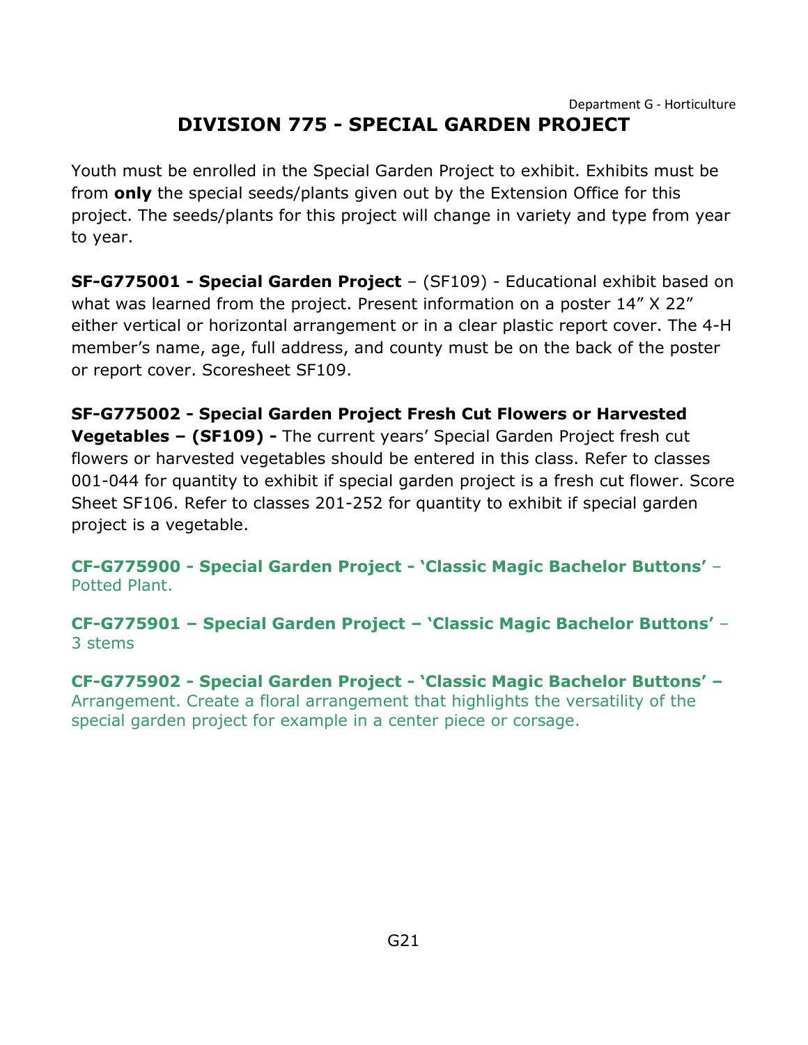# DIVISION 775 - SPECIAL GARDEN PROJECT

Youth must be enrolled in the Special Garden Project to exhibit. Exhibits must be from **only** the special seeds/plants given out by the Extension Office for this project. The seeds/plants for this project will change in variety and type from year to year.

**SF-G775001 - Special Garden Project** – (SF109) - Educational exhibit based on what was learned from the project. Present information on a poster 14" X 22" either vertical or horizontal arrangement or in a clear plastic report cover. The 4-H member's name, age, full address, and county must be on the back of the poster or report cover. Scoresheet SF109.

**SF-G775002 - Special Garden Project Fresh Cut Flowers or Harvested Vegetables – (SF109) -** The current years' Special Garden Project fresh cut flowers or harvested vegetables should be entered in this class. Refer to classes 001-044 for quantity to exhibit if special garden project is a fresh cut flower. Score Sheet SF106. Refer to classes 201-252 for quantity to exhibit if special garden project is a vegetable.

**CF-G775900 - Special Garden Project - 'Classic Magic Bachelor Buttons'** – Potted Plant.

**CF-G775901 – Special Garden Project – 'Classic Magic Bachelor Buttons'** – 3 stems

**CF-G775902 - Special Garden Project - 'Classic Magic Bachelor Buttons' –** Arrangement. Create a floral arrangement that highlights the versatility of the special garden project for example in a center piece or corsage.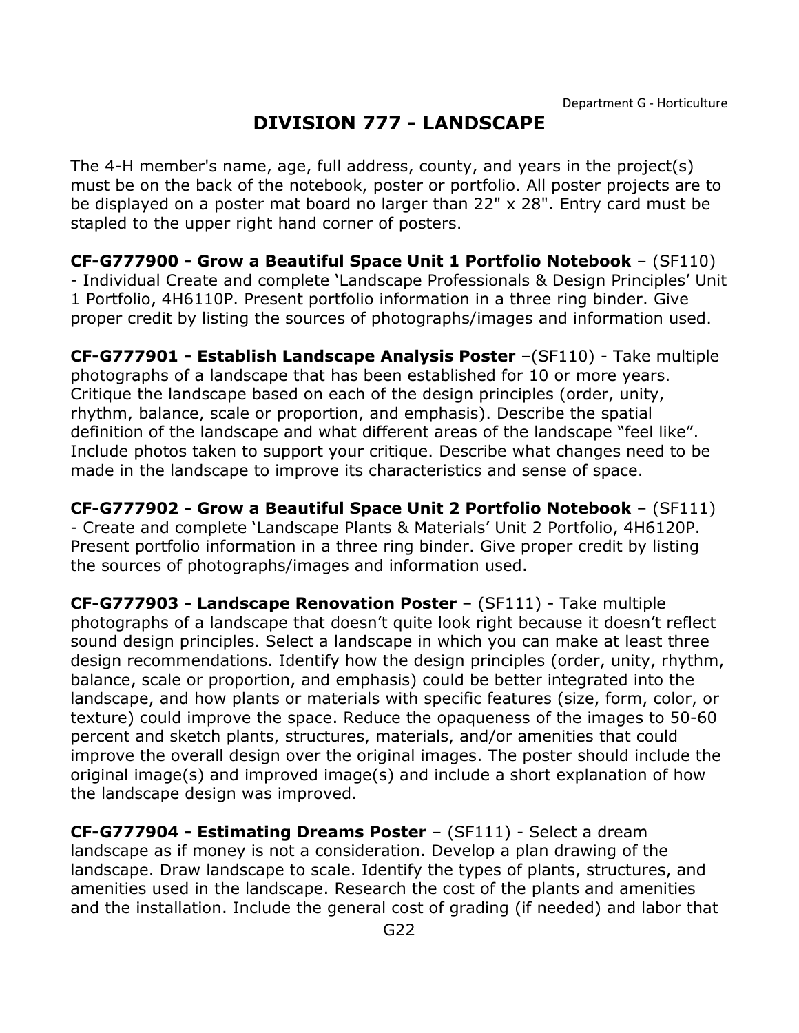# DIVISION 777 - LANDSCAPE

The 4-H member's name, age, full address, county, and years in the project(s) must be on the back of the notebook, poster or portfolio. All poster projects are to be displayed on a poster mat board no larger than 22" x 28". Entry card must be stapled to the upper right hand corner of posters.

**CF-G777900 - Grow a Beautiful Space Unit 1 Portfolio Notebook** – (SF110) - Individual Create and complete 'Landscape Professionals & Design Principles' Unit 1 Portfolio, 4H6110P. Present portfolio information in a three ring binder. Give proper credit by listing the sources of photographs/images and information used.

**CF-G777901 - Establish Landscape Analysis Poster** –(SF110) - Take multiple photographs of a landscape that has been established for 10 or more years. Critique the landscape based on each of the design principles (order, unity, rhythm, balance, scale or proportion, and emphasis). Describe the spatial definition of the landscape and what different areas of the landscape "feel like". Include photos taken to support your critique. Describe what changes need to be made in the landscape to improve its characteristics and sense of space.

**CF-G777902 - Grow a Beautiful Space Unit 2 Portfolio Notebook** – (SF111) - Create and complete 'Landscape Plants & Materials' Unit 2 Portfolio, 4H6120P. Present portfolio information in a three ring binder. Give proper credit by listing the sources of photographs/images and information used.

**CF-G777903 - Landscape Renovation Poster** – (SF111) - Take multiple photographs of a landscape that doesn't quite look right because it doesn't reflect sound design principles. Select a landscape in which you can make at least three design recommendations. Identify how the design principles (order, unity, rhythm, balance, scale or proportion, and emphasis) could be better integrated into the landscape, and how plants or materials with specific features (size, form, color, or texture) could improve the space. Reduce the opaqueness of the images to 50-60 percent and sketch plants, structures, materials, and/or amenities that could improve the overall design over the original images. The poster should include the original image(s) and improved image(s) and include a short explanation of how the landscape design was improved.

**CF-G777904 - Estimating Dreams Poster** – (SF111) - Select a dream landscape as if money is not a consideration. Develop a plan drawing of the landscape. Draw landscape to scale. Identify the types of plants, structures, and amenities used in the landscape. Research the cost of the plants and amenities and the installation. Include the general cost of grading (if needed) and labor that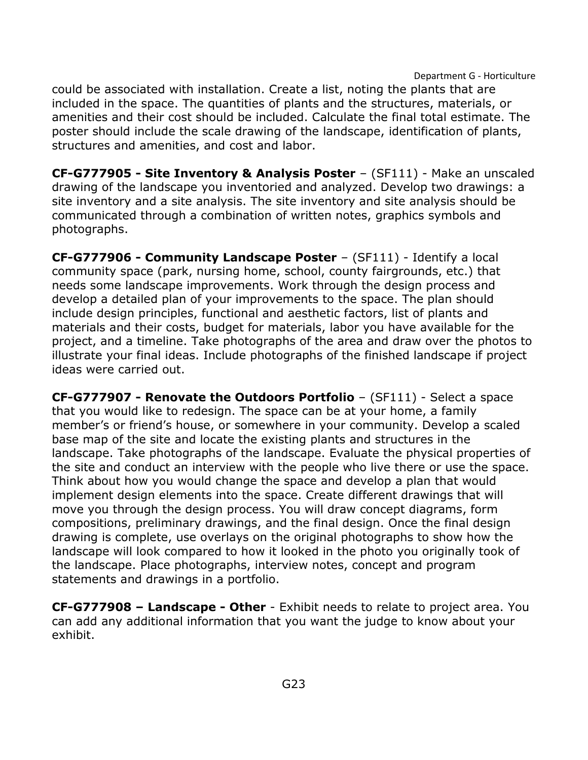could be associated with installation. Create a list, noting the plants that are included in the space. The quantities of plants and the structures, materials, or amenities and their cost should be included. Calculate the final total estimate. The poster should include the scale drawing of the landscape, identification of plants, structures and amenities, and cost and labor.

**CF-G777905 - Site Inventory & Analysis Poster** – (SF111) - Make an unscaled drawing of the landscape you inventoried and analyzed. Develop two drawings: a site inventory and a site analysis. The site inventory and site analysis should be communicated through a combination of written notes, graphics symbols and photographs.

**CF-G777906 - Community Landscape Poster** – (SF111) - Identify a local community space (park, nursing home, school, county fairgrounds, etc.) that needs some landscape improvements. Work through the design process and develop a detailed plan of your improvements to the space. The plan should include design principles, functional and aesthetic factors, list of plants and materials and their costs, budget for materials, labor you have available for the project, and a timeline. Take photographs of the area and draw over the photos to illustrate your final ideas. Include photographs of the finished landscape if project ideas were carried out.

**CF-G777907 - Renovate the Outdoors Portfolio** – (SF111) - Select a space that you would like to redesign. The space can be at your home, a family member's or friend's house, or somewhere in your community. Develop a scaled base map of the site and locate the existing plants and structures in the landscape. Take photographs of the landscape. Evaluate the physical properties of the site and conduct an interview with the people who live there or use the space. Think about how you would change the space and develop a plan that would implement design elements into the space. Create different drawings that will move you through the design process. You will draw concept diagrams, form compositions, preliminary drawings, and the final design. Once the final design drawing is complete, use overlays on the original photographs to show how the landscape will look compared to how it looked in the photo you originally took of the landscape. Place photographs, interview notes, concept and program statements and drawings in a portfolio.

**CF-G777908 – Landscape - Other** - Exhibit needs to relate to project area. You can add any additional information that you want the judge to know about your exhibit.